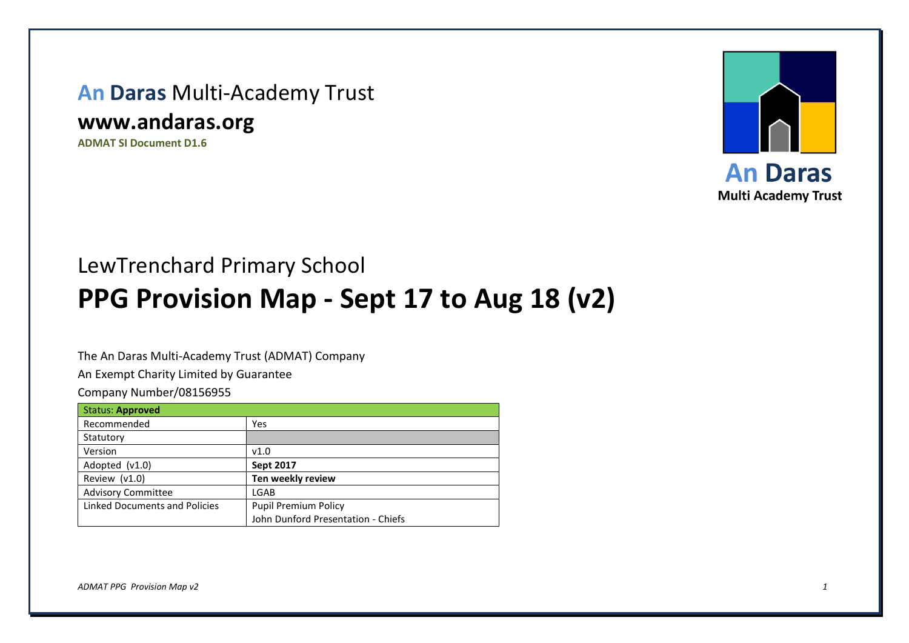**An Daras** Multi-Academy Trust

**www.andaras.org**

**ADMAT SI Document D1.6**

An Daras
Multi Academy Trust

## LewTrenchard Primary School

# PPG Provision Map - Sept 17 to Aug 18 (v2)

The An Daras Multi-Academy Trust (ADMAT) Company

An Exempt Charity Limited by Guarantee

Company Number/08156955

| Status: **Approved** | |
|---|---|
| Recommended | Yes |
| Statutory | |
| Version | v1.0 |
| Adopted (v1.0) | **Sept 2017** |
| Review (v1.0) | **Ten weekly review** |
| Advisory Committee | LGAB |
| Linked Documents and Policies | Pupil Premium Policy<br>John Dunford Presentation - Chiefs |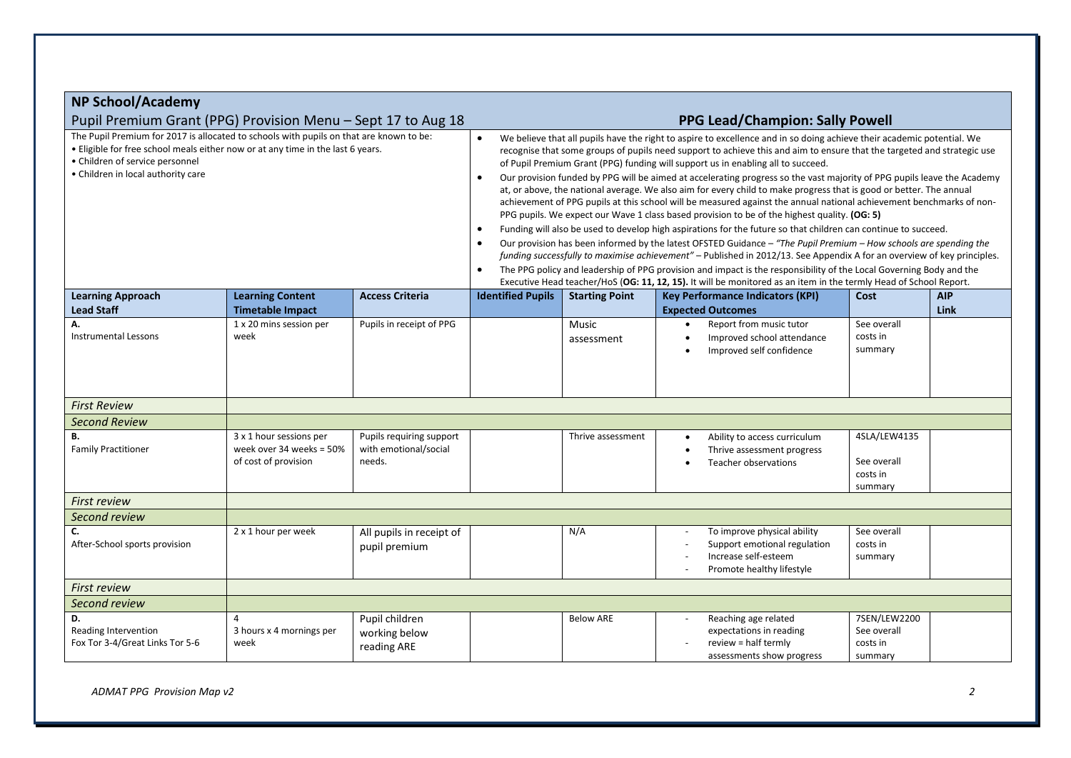## NP School/Academy

### Pupil Premium Grant (PPG) Provision Menu – Sept 17 to Aug 18

### PPG Lead/Champion: Sally Powell

The Pupil Premium for 2017 is allocated to schools with pupils on that are known to be:

- Eligible for free school meals either now or at any time in the last 6 years.
- Children of service personnel
- Children in local authority care

- We believe that all pupils have the right to aspire to excellence and in so doing achieve their academic potential. We recognise that some groups of pupils need support to achieve this and aim to ensure that the targeted and strategic use of Pupil Premium Grant (PPG) funding will support us in enabling all to succeed.
- Our provision funded by PPG will be aimed at accelerating progress so the vast majority of PPG pupils leave the Academy at, or above, the national average. We also aim for every child to make progress that is good or better. The annual achievement of PPG pupils at this school will be measured against the annual national achievement benchmarks of non-PPG pupils. We expect our Wave 1 class based provision to be of the highest quality. **(OG: 5)**
- Funding will also be used to develop high aspirations for the future so that children can continue to succeed.
- Our provision has been informed by the latest OFSTED Guidance – *"The Pupil Premium – How schools are spending the funding successfully to maximise achievement"* – Published in 2012/13. See Appendix A for an overview of key principles.
- The PPG policy and leadership of PPG provision and impact is the responsibility of the Local Governing Body and the Executive Head teacher/HoS (**OG: 11, 12, 15).** It will be monitored as an item in the termly Head of School Report.

| Learning Approach<br>Lead Staff | Learning Content<br>Timetable Impact | Access Criteria | Identified Pupils | Starting Point | Key Performance Indicators (KPI)<br>Expected Outcomes | Cost | AIP Link |
|---|---|---|---|---|---|---|---|
| **A.**<br>Instrumental Lessons | 1 x 20 mins session per week | Pupils in receipt of PPG | | Music assessment | • Report from music tutor<br>• Improved school attendance<br>• Improved self confidence | See overall costs in summary | |
| *First Review* | | | | | | | |
| *Second Review* | | | | | | | |
| **B.**<br>Family Practitioner | 3 x 1 hour sessions per week over 34 weeks = 50% of cost of provision | Pupils requiring support with emotional/social needs. | | Thrive assessment | • Ability to access curriculum<br>• Thrive assessment progress<br>• Teacher observations | 4SLA/LEW4135<br><br>See overall costs in summary | |
| *First review* | | | | | | | |
| *Second review* | | | | | | | |
| **C.**<br>After-School sports provision | 2 x 1 hour per week | All pupils in receipt of pupil premium | | N/A | - To improve physical ability<br>- Support emotional regulation<br>- Increase self-esteem<br>- Promote healthy lifestyle | See overall costs in summary | |
| *First review* | | | | | | | |
| *Second review* | | | | | | | |
| **D.**<br>Reading Intervention<br>Fox Tor 3-4/Great Links Tor 5-6 | 4<br>3 hours x 4 mornings per week | Pupil children working below reading ARE | | Below ARE | - Reaching age related expectations in reading<br>- review = half termly assessments show progress | 7SEN/LEW2200<br>See overall costs in summary | |

*ADMAT PPG Provision Map v2*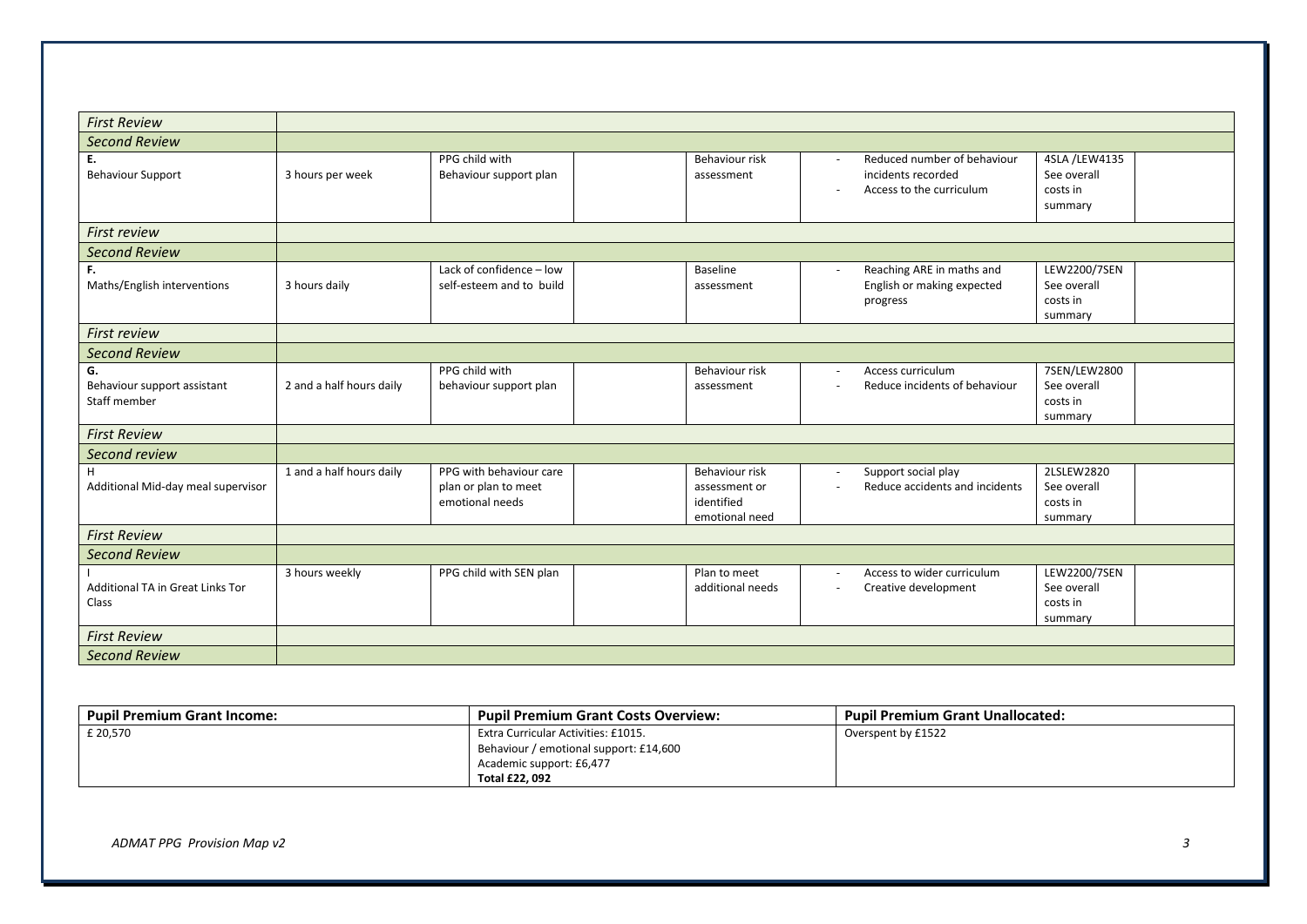| | | | | | | | |
|---|---|---|---|---|---|---|---|
| *First Review* | | | | | | | |
| *Second Review* | | | | | | | |
| **E.** Behaviour Support | 3 hours per week | PPG child with Behaviour support plan | | Behaviour risk assessment | - Reduced number of behaviour incidents recorded<br>- Access to the curriculum | 4SLA /LEW4135 See overall costs in summary | |
| *First review* | | | | | | | |
| *Second Review* | | | | | | | |
| **F.** Maths/English interventions | 3 hours daily | Lack of confidence – low self-esteem and to build | | Baseline assessment | - Reaching ARE in maths and English or making expected progress | LEW2200/7SEN See overall costs in summary | |
| *First review* | | | | | | | |
| *Second Review* | | | | | | | |
| **G.** Behaviour support assistant Staff member | 2 and a half hours daily | PPG child with behaviour support plan | | Behaviour risk assessment | - Access curriculum<br>- Reduce incidents of behaviour | 7SEN/LEW2800 See overall costs in summary | |
| *First Review* | | | | | | | |
| *Second review* | | | | | | | |
| H Additional Mid-day meal supervisor | 1 and a half hours daily | PPG with behaviour care plan or plan to meet emotional needs | | Behaviour risk assessment or identified emotional need | - Support social play<br>- Reduce accidents and incidents | 2LSLEW2820 See overall costs in summary | |
| *First Review* | | | | | | | |
| *Second Review* | | | | | | | |
| I Additional TA in Great Links Tor Class | 3 hours weekly | PPG child with SEN plan | | Plan to meet additional needs | - Access to wider curriculum<br>- Creative development | LEW2200/7SEN See overall costs in summary | |
| *First Review* | | | | | | | |
| *Second Review* | | | | | | | |

| **Pupil Premium Grant Income:** | **Pupil Premium Grant Costs Overview:** | **Pupil Premium Grant Unallocated:** |
|---|---|---|
| £ 20,570 | Extra Curricular Activities: £1015.<br>Behaviour / emotional support: £14,600<br>Academic support: £6,477<br>**Total £22, 092** | Overspent by £1522 |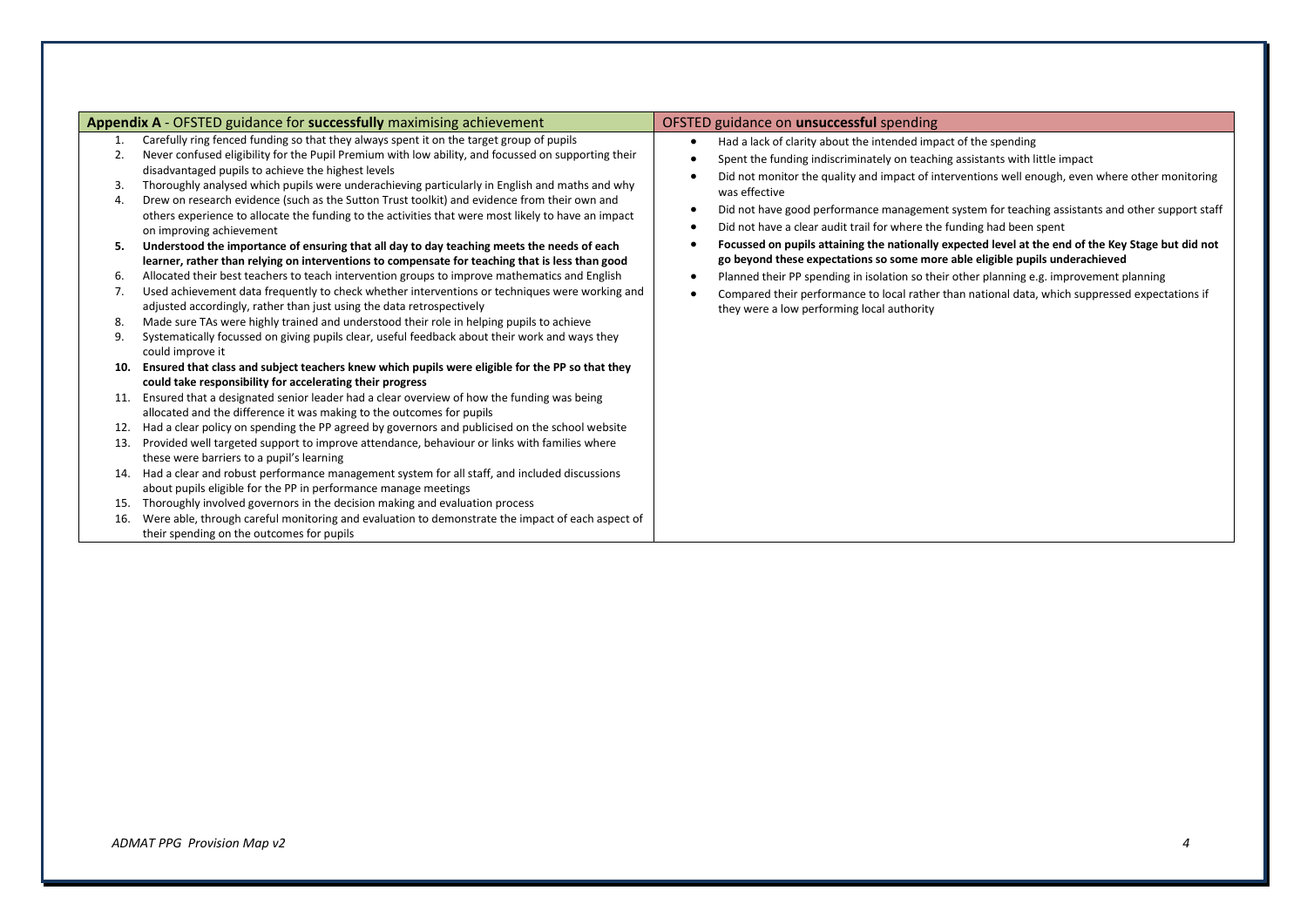| **Appendix A** - OFSTED guidance for **successfully** maximising achievement | OFSTED guidance on **unsuccessful** spending |
|---|---|
| 1. Carefully ring fenced funding so that they always spent it on the target group of pupils<br>2. Never confused eligibility for the Pupil Premium with low ability, and focussed on supporting their disadvantaged pupils to achieve the highest levels<br>3. Thoroughly analysed which pupils were underachieving particularly in English and maths and why<br>4. Drew on research evidence (such as the Sutton Trust toolkit) and evidence from their own and others experience to allocate the funding to the activities that were most likely to have an impact on improving achievement<br>5. **Understood the importance of ensuring that all day to day teaching meets the needs of each learner, rather than relying on interventions to compensate for teaching that is less than good**<br>6. Allocated their best teachers to teach intervention groups to improve mathematics and English<br>7. Used achievement data frequently to check whether interventions or techniques were working and adjusted accordingly, rather than just using the data retrospectively<br>8. Made sure TAs were highly trained and understood their role in helping pupils to achieve<br>9. Systematically focussed on giving pupils clear, useful feedback about their work and ways they could improve it<br>10. **Ensured that class and subject teachers knew which pupils were eligible for the PP so that they could take responsibility for accelerating their progress**<br>11. Ensured that a designated senior leader had a clear overview of how the funding was being allocated and the difference it was making to the outcomes for pupils<br>12. Had a clear policy on spending the PP agreed by governors and publicised on the school website<br>13. Provided well targeted support to improve attendance, behaviour or links with families where these were barriers to a pupil's learning<br>14. Had a clear and robust performance management system for all staff, and included discussions about pupils eligible for the PP in performance manage meetings<br>15. Thoroughly involved governors in the decision making and evaluation process<br>16. Were able, through careful monitoring and evaluation to demonstrate the impact of each aspect of their spending on the outcomes for pupils | • Had a lack of clarity about the intended impact of the spending<br>• Spent the funding indiscriminately on teaching assistants with little impact<br>• Did not monitor the quality and impact of interventions well enough, even where other monitoring was effective<br>• Did not have good performance management system for teaching assistants and other support staff<br>• Did not have a clear audit trail for where the funding had been spent<br>• **Focussed on pupils attaining the nationally expected level at the end of the Key Stage but did not go beyond these expectations so some more able eligible pupils underachieved**<br>• Planned their PP spending in isolation so their other planning e.g. improvement planning<br>• Compared their performance to local rather than national data, which suppressed expectations if they were a low performing local authority |